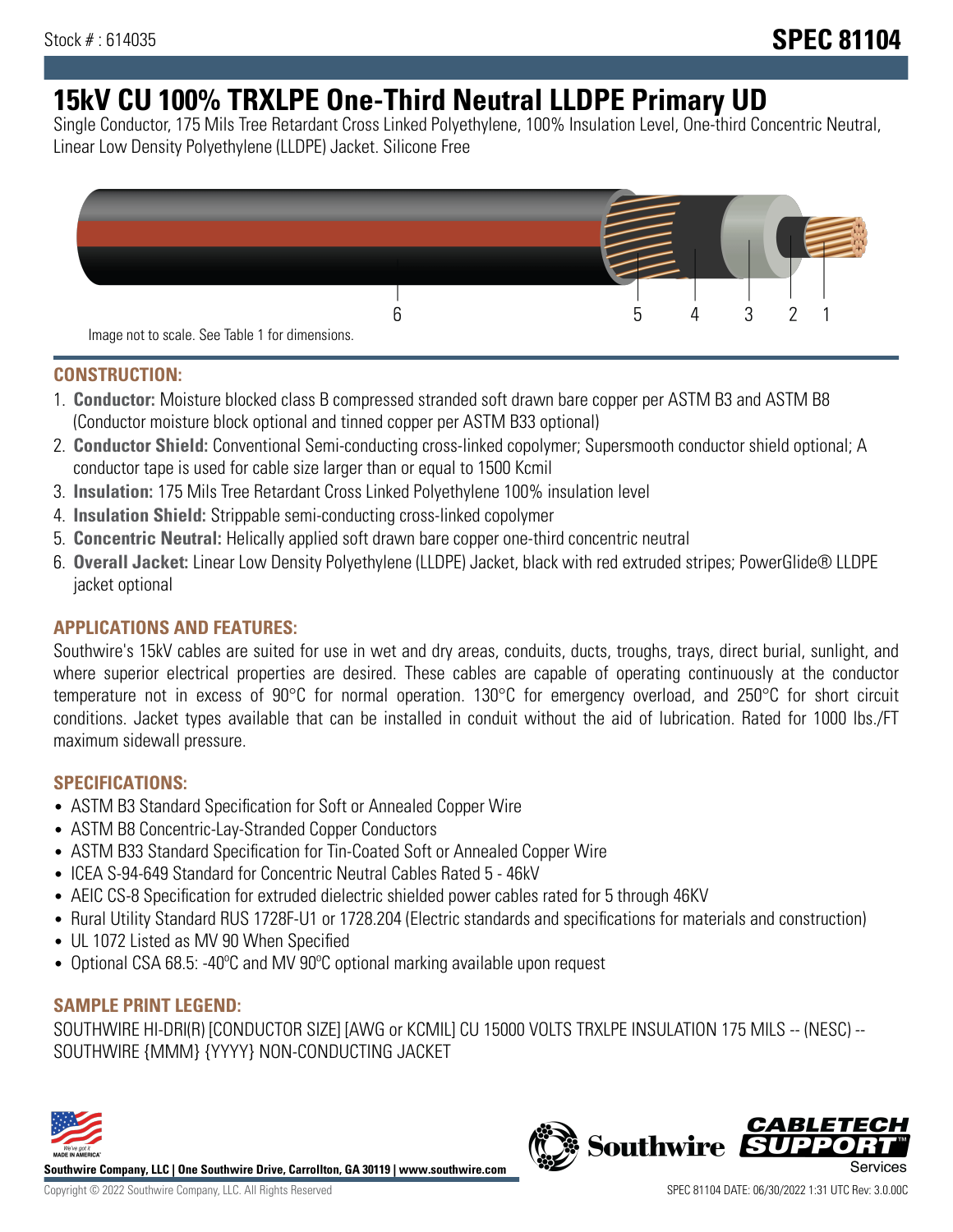Stock # : 614035

# SPEC 81104

# 15kV CU 100% TRXLPE One-Third Neutral LLDPE Primary UD

Single Conductor, 175 Mils Tree Retardant Cross Linked Polyethylene, 100% Insulation Level, One-third Concentric Neutral, Linear Low Density Polyethylene (LLDPE) Jacket. Silicone Free

6 5 4 3 2 1

Image not to scale. See Table 1 for dimensions.

## CONSTRUCTION:

1. **Conductor:** Moisture blocked class B compressed stranded soft drawn bare copper per ASTM B3 and ASTM B8 (Conductor moisture block optional and tinned copper per ASTM B33 optional)
2. **Conductor Shield:** Conventional Semi-conducting cross-linked copolymer; Supersmooth conductor shield optional; A conductor tape is used for cable size larger than or equal to 1500 Kcmil
3. **Insulation:** 175 Mils Tree Retardant Cross Linked Polyethylene 100% insulation level
4. **Insulation Shield:** Strippable semi-conducting cross-linked copolymer
5. **Concentric Neutral:** Helically applied soft drawn bare copper one-third concentric neutral
6. **Overall Jacket:** Linear Low Density Polyethylene (LLDPE) Jacket, black with red extruded stripes; PowerGlide® LLDPE jacket optional

## APPLICATIONS AND FEATURES:

Southwire's 15kV cables are suited for use in wet and dry areas, conduits, ducts, troughs, trays, direct burial, sunlight, and where superior electrical properties are desired. These cables are capable of operating continuously at the conductor temperature not in excess of 90°C for normal operation. 130°C for emergency overload, and 250°C for short circuit conditions. Jacket types available that can be installed in conduit without the aid of lubrication. Rated for 1000 lbs./FT maximum sidewall pressure.

## SPECIFICATIONS:

- ASTM B3 Standard Specification for Soft or Annealed Copper Wire
- ASTM B8 Concentric-Lay-Stranded Copper Conductors
- ASTM B33 Standard Specification for Tin-Coated Soft or Annealed Copper Wire
- ICEA S-94-649 Standard for Concentric Neutral Cables Rated 5 - 46kV
- AEIC CS-8 Specification for extruded dielectric shielded power cables rated for 5 through 46KV
- Rural Utility Standard RUS 1728F-U1 or 1728.204 (Electric standards and specifications for materials and construction)
- UL 1072 Listed as MV 90 When Specified
- Optional CSA 68.5: -40ºC and MV 90ºC optional marking available upon request

## SAMPLE PRINT LEGEND:

SOUTHWIRE HI-DRI(R) [CONDUCTOR SIZE] [AWG or KCMIL] CU 15000 VOLTS TRXLPE INSULATION 175 MILS -- (NESC) -- SOUTHWIRE {MMM} {YYYY} NON-CONDUCTING JACKET

**Southwire Company, LLC | One Southwire Drive, Carrollton, GA 30119 | www.southwire.com**

Copyright © 2022 Southwire Company, LLC. All Rights Reserved

SPEC 81104 DATE: 06/30/2022 1:31 UTC Rev: 3.0.00C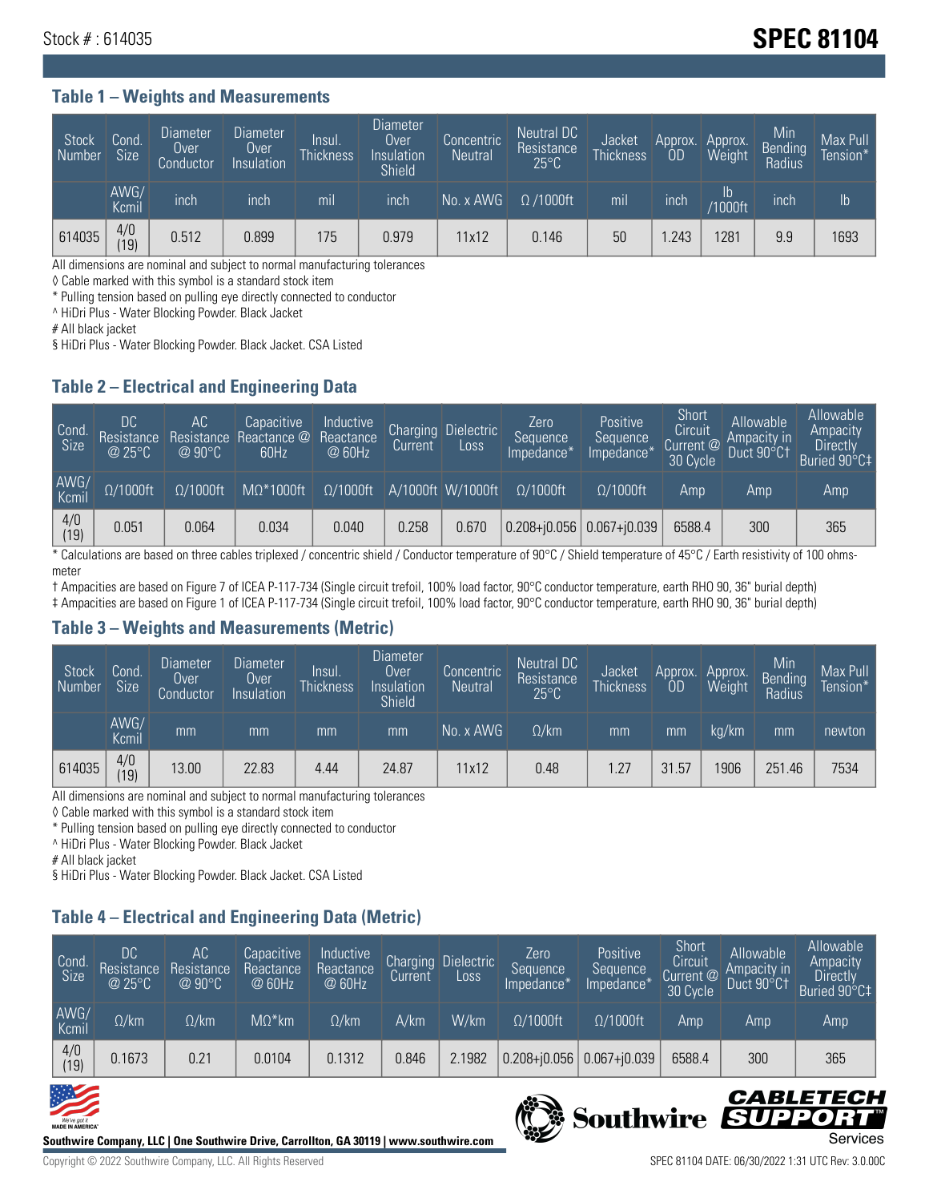Stock # : 614035

# SPEC 81104

## Table 1 – Weights and Measurements

| Stock Number | Cond. Size | Diameter Over Conductor | Diameter Over Insulation | Insul. Thickness | Diameter Over Insulation Shield | Concentric Neutral | Neutral DC Resistance 25°C | Jacket Thickness | Approx. OD | Approx. Weight | Min Bending Radius | Max Pull Tension* |
|---|---|---|---|---|---|---|---|---|---|---|---|---|
| | AWG/ Kcmil | inch | inch | mil | inch | No. x AWG | Ω /1000ft | mil | inch | lb /1000ft | inch | lb |
| 614035 | 4/0 (19) | 0.512 | 0.899 | 175 | 0.979 | 11x12 | 0.146 | 50 | 1.243 | 1281 | 9.9 | 1693 |

All dimensions are nominal and subject to normal manufacturing tolerances
◊ Cable marked with this symbol is a standard stock item
* Pulling tension based on pulling eye directly connected to conductor
^ HiDri Plus - Water Blocking Powder. Black Jacket
# All black jacket
§ HiDri Plus - Water Blocking Powder. Black Jacket. CSA Listed

## Table 2 – Electrical and Engineering Data

| Cond. Size | DC Resistance @ 25°C | AC Resistance @ 90°C | Capacitive Reactance @ 60Hz | Inductive Reactance @ 60Hz | Charging Current | Dielectric Loss | Zero Sequence Impedance* | Positive Sequence Impedance* | Short Circuit Current @ 30 Cycle | Allowable Ampacity in Duct 90°C† | Allowable Ampacity Directly Buried 90°C‡ |
|---|---|---|---|---|---|---|---|---|---|---|---|
| AWG/ Kcmil | Ω/1000ft | Ω/1000ft | MΩ*1000ft | Ω/1000ft | A/1000ft | W/1000ft | Ω/1000ft | Ω/1000ft | Amp | Amp | Amp |
| 4/0 (19) | 0.051 | 0.064 | 0.034 | 0.040 | 0.258 | 0.670 | 0.208+j0.056 | 0.067+j0.039 | 6588.4 | 300 | 365 |

* Calculations are based on three cables triplexed / concentric shield / Conductor temperature of 90°C / Shield temperature of 45°C / Earth resistivity of 100 ohms-meter
† Ampacities are based on Figure 7 of ICEA P-117-734 (Single circuit trefoil, 100% load factor, 90°C conductor temperature, earth RHO 90, 36" burial depth)
‡ Ampacities are based on Figure 1 of ICEA P-117-734 (Single circuit trefoil, 100% load factor, 90°C conductor temperature, earth RHO 90, 36" burial depth)

## Table 3 – Weights and Measurements (Metric)

| Stock Number | Cond. Size | Diameter Over Conductor | Diameter Over Insulation | Insul. Thickness | Diameter Over Insulation Shield | Concentric Neutral | Neutral DC Resistance 25°C | Jacket Thickness | Approx. OD | Approx. Weight | Min Bending Radius | Max Pull Tension* |
|---|---|---|---|---|---|---|---|---|---|---|---|---|
| | AWG/ Kcmil | mm | mm | mm | mm | No. x AWG | Ω/km | mm | mm | kg/km | mm | newton |
| 614035 | 4/0 (19) | 13.00 | 22.83 | 4.44 | 24.87 | 11x12 | 0.48 | 1.27 | 31.57 | 1906 | 251.46 | 7534 |

All dimensions are nominal and subject to normal manufacturing tolerances
◊ Cable marked with this symbol is a standard stock item
* Pulling tension based on pulling eye directly connected to conductor
^ HiDri Plus - Water Blocking Powder. Black Jacket
# All black jacket
§ HiDri Plus - Water Blocking Powder. Black Jacket. CSA Listed

## Table 4 – Electrical and Engineering Data (Metric)

| Cond. Size | DC Resistance @ 25°C | AC Resistance @ 90°C | Capacitive Reactance @ 60Hz | Inductive Reactance @ 60Hz | Charging Current | Dielectric Loss | Zero Sequence Impedance* | Positive Sequence Impedance* | Short Circuit Current @ 30 Cycle | Allowable Ampacity in Duct 90°C† | Allowable Ampacity Directly Buried 90°C‡ |
|---|---|---|---|---|---|---|---|---|---|---|---|
| AWG/ Kcmil | Ω/km | Ω/km | MΩ*km | Ω/km | A/km | W/km | Ω/1000ft | Ω/1000ft | Amp | Amp | Amp |
| 4/0 (19) | 0.1673 | 0.21 | 0.0104 | 0.1312 | 0.846 | 2.1982 | 0.208+j0.056 | 0.067+j0.039 | 6588.4 | 300 | 365 |

Southwire Company, LLC | One Southwire Drive, Carrollton, GA 30119 | www.southwire.com

Copyright © 2022 Southwire Company, LLC. All Rights Reserved

SPEC 81104 DATE: 06/30/2022 1:31 UTC Rev: 3.0.00C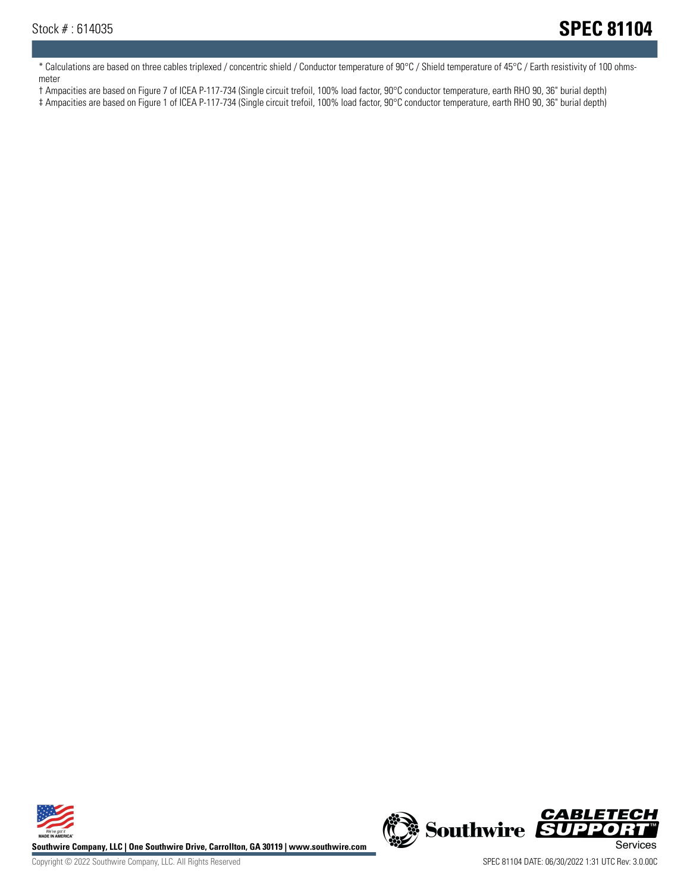* Calculations are based on three cables triplexed / concentric shield / Conductor temperature of 90°C / Shield temperature of 45°C / Earth resistivity of 100 ohms-meter

† Ampacities are based on Figure 7 of ICEA P-117-734 (Single circuit trefoil, 100% load factor, 90°C conductor temperature, earth RHO 90, 36" burial depth)

‡ Ampacities are based on Figure 1 of ICEA P-117-734 (Single circuit trefoil, 100% load factor, 90°C conductor temperature, earth RHO 90, 36" burial depth)